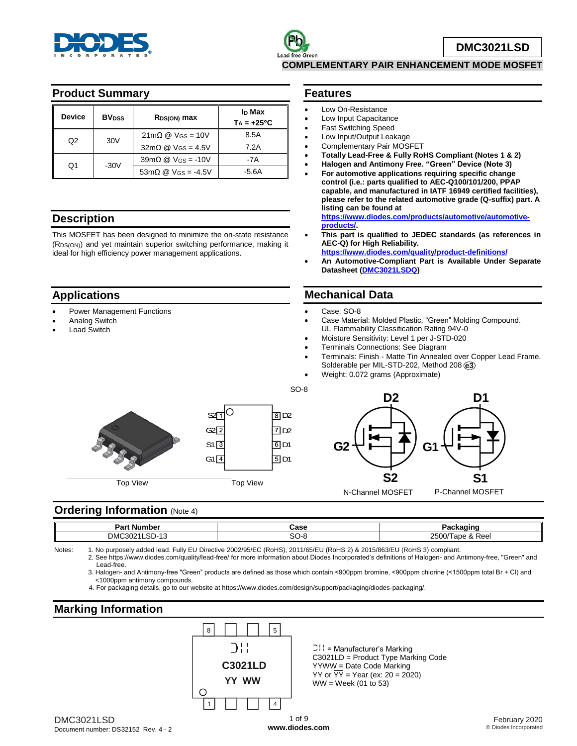# DMC3021LSD

**COMPLEMENTARY PAIR ENHANCEMENT MODE MOSFET**

## Product Summary

| Device | $BV_{DSS}$ | $R_{DS(ON)}$ max | $I_D$ Max $T_A = +25°C$ |
|---|---|---|---|
| Q2 | 30V | 21mΩ @ $V_{GS}$ = 10V | 8.5A |
| | | 32mΩ @ $V_{GS}$ = 4.5V | 7.2A |
| Q1 | -30V | 39mΩ @ $V_{GS}$ = -10V | -7A |
| | | 53mΩ @ $V_{GS}$ = -4.5V | -5.6A |

## Description

This MOSFET has been designed to minimize the on-state resistance ($R_{DS(ON)}$) and yet maintain superior switching performance, making it ideal for high efficiency power management applications.

## Applications

- Power Management Functions
- Analog Switch
- Load Switch

## Features

- Low On-Resistance
- Low Input Capacitance
- Fast Switching Speed
- Low Input/Output Leakage
- Complementary Pair MOSFET
- **Totally Lead-Free & Fully RoHS Compliant (Notes 1 & 2)**
- **Halogen and Antimony Free. "Green" Device (Note 3)**
- **For automotive applications requiring specific change control (i.e.: parts qualified to AEC-Q100/101/200, PPAP capable, and manufactured in IATF 16949 certified facilities), please refer to the related automotive grade (Q-suffix) part. A listing can be found at https://www.diodes.com/products/automotive/automotive-products/.**
- **This part is qualified to JEDEC standards (as references in AEC-Q) for High Reliability. https://www.diodes.com/quality/product-definitions/**
- **An Automotive-Compliant Part is Available Under Separate Datasheet (DMC3021LSDQ)**

## Mechanical Data

- Case: SO-8
- Case Material: Molded Plastic, "Green" Molding Compound. UL Flammability Classification Rating 94V-0
- Moisture Sensitivity: Level 1 per J-STD-020
- Terminals Connections: See Diagram
- Terminals: Finish - Matte Tin Annealed over Copper Lead Frame. Solderable per MIL-STD-202, Method 208 (e3)
- Weight: 0.072 grams (Approximate)

SO-8

Top View

Top View

| Pin | | Pin | |
|---|---|---|---|
| 1 | S2 | 8 | D2 |
| 2 | G2 | 7 | D2 |
| 3 | S1 | 6 | D1 |
| 4 | G1 | 5 | D1 |

N-Channel MOSFET (D2, G2, S2)    P-Channel MOSFET (D1, G1, S1)

## Ordering Information (Note 4)

| Part Number | Case | Packaging |
|---|---|---|
| DMC3021LSD-13 | SO-8 | 2500/Tape & Reel |

Notes:
1. No purposely added lead. Fully EU Directive 2002/95/EC (RoHS), 2011/65/EU (RoHS 2) & 2015/863/EU (RoHS 3) compliant.
2. See https://www.diodes.com/quality/lead-free/ for more information about Diodes Incorporated's definitions of Halogen- and Antimony-free, "Green" and Lead-free.
3. Halogen- and Antimony-free "Green" products are defined as those which contain <900ppm bromine, <900ppm chlorine (<1500ppm total Br + Cl) and <1000ppm antimony compounds.
4. For packaging details, go to our website at https://www.diodes.com/design/support/packaging/diodes-packaging/.

## Marking Information

C3021LD
YY WW

= Manufacturer's Marking
C3021LD = Product Type Marking Code
YYWW = Date Code Marking
YY or $\overline{YY}$ = Year (ex: 20 = 2020)
WW = Week (01 to 53)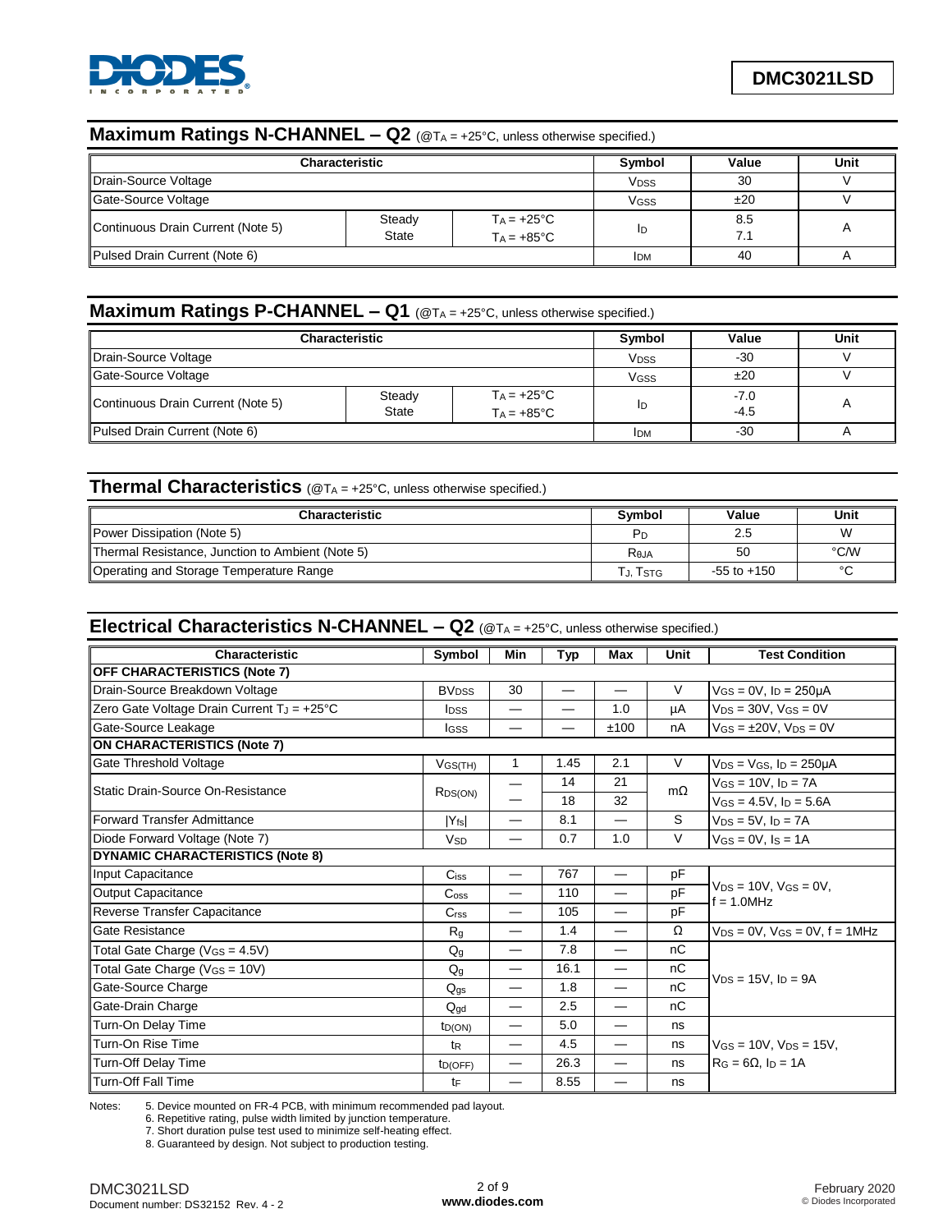## Maximum Ratings N-CHANNEL – Q2 (@$T_A$ = +25°C, unless otherwise specified.)

| Characteristic | | | Symbol | Value | Unit |
|---|---|---|---|---|---|
| Drain-Source Voltage | | | $V_{DSS}$ | 30 | V |
| Gate-Source Voltage | | | $V_{GSS}$ | ±20 | V |
| Continuous Drain Current (Note 5) | Steady State | $T_A$ = +25°C<br>$T_A$ = +85°C | $I_D$ | 8.5<br>7.1 | A |
| Pulsed Drain Current (Note 6) | | | $I_{DM}$ | 40 | A |

## Maximum Ratings P-CHANNEL – Q1 (@$T_A$ = +25°C, unless otherwise specified.)

| Characteristic | | | Symbol | Value | Unit |
|---|---|---|---|---|---|
| Drain-Source Voltage | | | $V_{DSS}$ | -30 | V |
| Gate-Source Voltage | | | $V_{GSS}$ | ±20 | V |
| Continuous Drain Current (Note 5) | Steady State | $T_A$ = +25°C<br>$T_A$ = +85°C | $I_D$ | -7.0<br>-4.5 | A |
| Pulsed Drain Current (Note 6) | | | $I_{DM}$ | -30 | A |

## Thermal Characteristics (@$T_A$ = +25°C, unless otherwise specified.)

| Characteristic | Symbol | Value | Unit |
|---|---|---|---|
| Power Dissipation (Note 5) | $P_D$ | 2.5 | W |
| Thermal Resistance, Junction to Ambient (Note 5) | $R_{\theta JA}$ | 50 | °C/W |
| Operating and Storage Temperature Range | $T_J, T_{STG}$ | -55 to +150 | °C |

## Electrical Characteristics N-CHANNEL – Q2 (@$T_A$ = +25°C, unless otherwise specified.)

| Characteristic | Symbol | Min | Typ | Max | Unit | Test Condition |
|---|---|---|---|---|---|---|
| **OFF CHARACTERISTICS (Note 7)** | | | | | | |
| Drain-Source Breakdown Voltage | $BV_{DSS}$ | 30 | — | — | V | $V_{GS}$ = 0V, $I_D$ = 250μA |
| Zero Gate Voltage Drain Current $T_J$ = +25°C | $I_{DSS}$ | — | — | 1.0 | μA | $V_{DS}$ = 30V, $V_{GS}$ = 0V |
| Gate-Source Leakage | $I_{GSS}$ | — | — | ±100 | nA | $V_{GS}$ = ±20V, $V_{DS}$ = 0V |
| **ON CHARACTERISTICS (Note 7)** | | | | | | |
| Gate Threshold Voltage | $V_{GS(TH)}$ | 1 | 1.45 | 2.1 | V | $V_{DS}$ = $V_{GS}$, $I_D$ = 250μA |
| Static Drain-Source On-Resistance | $R_{DS(ON)}$ | — | 14 | 21 | mΩ | $V_{GS}$ = 10V, $I_D$ = 7A |
| | | — | 18 | 32 | | $V_{GS}$ = 4.5V, $I_D$ = 5.6A |
| Forward Transfer Admittance | $\|Y_{fs}\|$ | — | 8.1 | — | S | $V_{DS}$ = 5V, $I_D$ = 7A |
| Diode Forward Voltage (Note 7) | $V_{SD}$ | — | 0.7 | 1.0 | V | $V_{GS}$ = 0V, $I_S$ = 1A |
| **DYNAMIC CHARACTERISTICS (Note 8)** | | | | | | |
| Input Capacitance | $C_{iss}$ | — | 767 | — | pF | $V_{DS}$ = 10V, $V_{GS}$ = 0V, f = 1.0MHz |
| Output Capacitance | $C_{oss}$ | — | 110 | — | pF | |
| Reverse Transfer Capacitance | $C_{rss}$ | — | 105 | — | pF | |
| Gate Resistance | $R_g$ | — | 1.4 | — | Ω | $V_{DS}$ = 0V, $V_{GS}$ = 0V, f = 1MHz |
| Total Gate Charge ($V_{GS}$ = 4.5V) | $Q_g$ | — | 7.8 | — | nC | $V_{DS}$ = 15V, $I_D$ = 9A |
| Total Gate Charge ($V_{GS}$ = 10V) | $Q_g$ | — | 16.1 | — | nC | |
| Gate-Source Charge | $Q_{gs}$ | — | 1.8 | — | nC | |
| Gate-Drain Charge | $Q_{gd}$ | — | 2.5 | — | nC | |
| Turn-On Delay Time | $t_{D(ON)}$ | — | 5.0 | — | ns | $V_{GS}$ = 10V, $V_{DS}$ = 15V, $R_G$ = 6Ω, $I_D$ = 1A |
| Turn-On Rise Time | $t_R$ | — | 4.5 | — | ns | |
| Turn-Off Delay Time | $t_{D(OFF)}$ | — | 26.3 | — | ns | |
| Turn-Off Fall Time | $t_F$ | — | 8.55 | — | ns | |

Notes:
5. Device mounted on FR-4 PCB, with minimum recommended pad layout.
6. Repetitive rating, pulse width limited by junction temperature.
7. Short duration pulse test used to minimize self-heating effect.
8. Guaranteed by design. Not subject to production testing.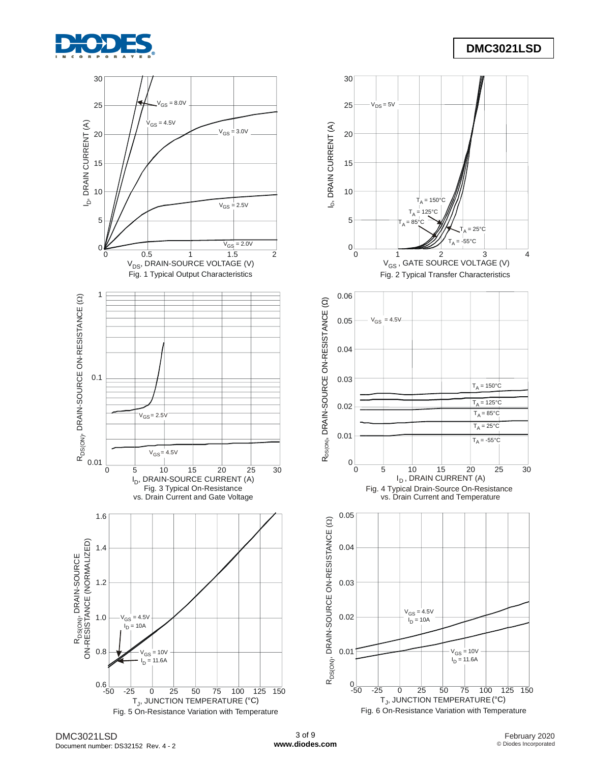$I_D$, DRAIN CURRENT (A)

$V_{GS}$ = 8.0V

$V_{GS}$ = 4.5V

$V_{GS}$ = 3.0V

$V_{GS}$ = 2.5V

$V_{GS}$ = 2.0V

$V_{DS}$, DRAIN-SOURCE VOLTAGE (V)

Fig. 1 Typical Output Characteristics

$I_D$, DRAIN CURRENT (A)

$V_{DS}$ = 5V

$T_A$ = 150°C

$T_A$ = 125°C

$T_A$ = 85°C

$T_A$ = 25°C

$T_A$ = -55°C

$V_{GS}$, GATE SOURCE VOLTAGE (V)

Fig. 2 Typical Transfer Characteristics

$R_{DS(ON)}$, DRAIN-SOURCE ON-RESISTANCE (Ω)

$V_{GS}$ = 2.5V

$V_{GS}$ = 4.5V

$I_D$, DRAIN-SOURCE CURRENT (A)

Fig. 3 Typical On-Resistance vs. Drain Current and Gate Voltage

$R_{DS(ON)}$, DRAIN-SOURCE ON-RESISTANCE (Ω)

$V_{GS}$ = 4.5V

$T_A$ = 150°C

$T_A$ = 125°C

$T_A$ = 85°C

$T_A$ = 25°C

$T_A$ = -55°C

$I_D$, DRAIN CURRENT (A)

Fig. 4 Typical Drain-Source On-Resistance vs. Drain Current and Temperature

$R_{DS(ON)}$, DRAIN-SOURCE ON-RESISTANCE (NORMALIZED)

$V_{GS}$ = 4.5V, $I_D$ = 10A

$V_{GS}$ = 10V, $I_D$ = 11.6A

$T_J$, JUNCTION TEMPERATURE (°C)

Fig. 5 On-Resistance Variation with Temperature

$R_{DS(ON)}$, DRAIN-SOURCE ON-RESISTANCE (Ω)

$V_{GS}$ = 4.5V, $I_D$ = 10A

$V_{GS}$ = 10V, $I_D$ = 11.6A

$T_J$, JUNCTION TEMPERATURE (°C)

Fig. 6 On-Resistance Variation with Temperature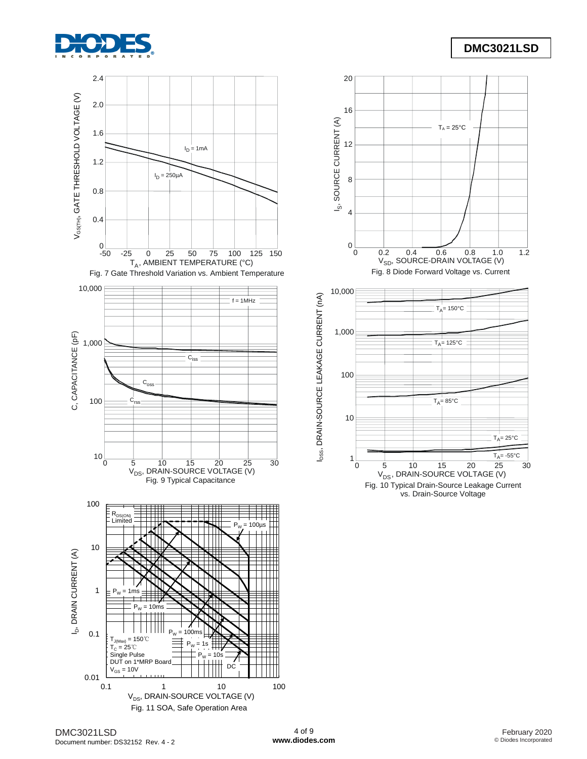Fig. 7 Gate Threshold Variation vs. Ambient Temperature

Fig. 8 Diode Forward Voltage vs. Current

Fig. 9 Typical Capacitance

Fig. 10 Typical Drain-Source Leakage Current vs. Drain-Source Voltage

Fig. 11 SOA, Safe Operation Area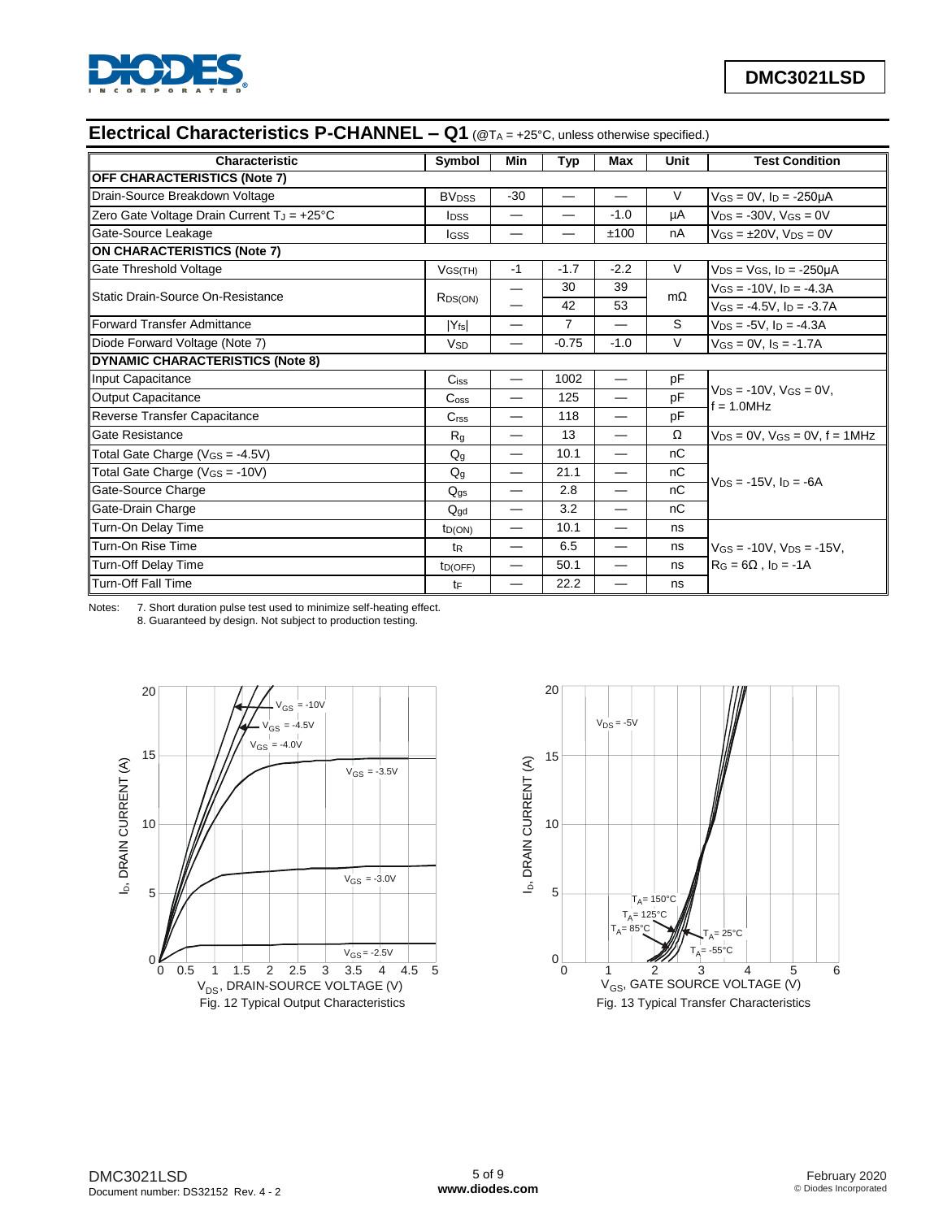## Electrical Characteristics P-CHANNEL – Q1 (@$T_A$ = +25°C, unless otherwise specified.)

| Characteristic | Symbol | Min | Typ | Max | Unit | Test Condition |
|---|---|---|---|---|---|---|
| **OFF CHARACTERISTICS (Note 7)** | | | | | | |
| Drain-Source Breakdown Voltage | $BV_{DSS}$ | -30 | — | — | V | $V_{GS}$ = 0V, $I_D$ = -250μA |
| Zero Gate Voltage Drain Current $T_J$ = +25°C | $I_{DSS}$ | — | — | -1.0 | μA | $V_{DS}$ = -30V, $V_{GS}$ = 0V |
| Gate-Source Leakage | $I_{GSS}$ | — | — | ±100 | nA | $V_{GS}$ = ±20V, $V_{DS}$ = 0V |
| **ON CHARACTERISTICS (Note 7)** | | | | | | |
| Gate Threshold Voltage | $V_{GS(TH)}$ | -1 | -1.7 | -2.2 | V | $V_{DS}$ = $V_{GS}$, $I_D$ = -250μA |
| Static Drain-Source On-Resistance | $R_{DS(ON)}$ | — | 30 | 39 | mΩ | $V_{GS}$ = -10V, $I_D$ = -4.3A |
| | | — | 42 | 53 | | $V_{GS}$ = -4.5V, $I_D$ = -3.7A |
| Forward Transfer Admittance | $\lvert Y_{fs} \rvert$ | — | 7 | — | S | $V_{DS}$ = -5V, $I_D$ = -4.3A |
| Diode Forward Voltage (Note 7) | $V_{SD}$ | — | -0.75 | -1.0 | V | $V_{GS}$ = 0V, $I_S$ = -1.7A |
| **DYNAMIC CHARACTERISTICS (Note 8)** | | | | | | |
| Input Capacitance | $C_{iss}$ | — | 1002 | — | pF | $V_{DS}$ = -10V, $V_{GS}$ = 0V, f = 1.0MHz |
| Output Capacitance | $C_{oss}$ | — | 125 | — | pF | |
| Reverse Transfer Capacitance | $C_{rss}$ | — | 118 | — | pF | |
| Gate Resistance | $R_g$ | — | 13 | — | Ω | $V_{DS}$ = 0V, $V_{GS}$ = 0V, f = 1MHz |
| Total Gate Charge ($V_{GS}$ = -4.5V) | $Q_g$ | — | 10.1 | — | nC | $V_{DS}$ = -15V, $I_D$ = -6A |
| Total Gate Charge ($V_{GS}$ = -10V) | $Q_g$ | — | 21.1 | — | nC | |
| Gate-Source Charge | $Q_{gs}$ | — | 2.8 | — | nC | |
| Gate-Drain Charge | $Q_{gd}$ | — | 3.2 | — | nC | |
| Turn-On Delay Time | $t_{D(ON)}$ | — | 10.1 | — | ns | $V_{GS}$ = -10V, $V_{DS}$ = -15V, $R_G$ = 6Ω , $I_D$ = -1A |
| Turn-On Rise Time | $t_R$ | — | 6.5 | — | ns | |
| Turn-Off Delay Time | $t_{D(OFF)}$ | — | 50.1 | — | ns | |
| Turn-Off Fall Time | $t_F$ | — | 22.2 | — | ns | |

Notes: 7. Short duration pulse test used to minimize self-heating effect.
8. Guaranteed by design. Not subject to production testing.

Fig. 12 Typical Output Characteristics

Fig. 13 Typical Transfer Characteristics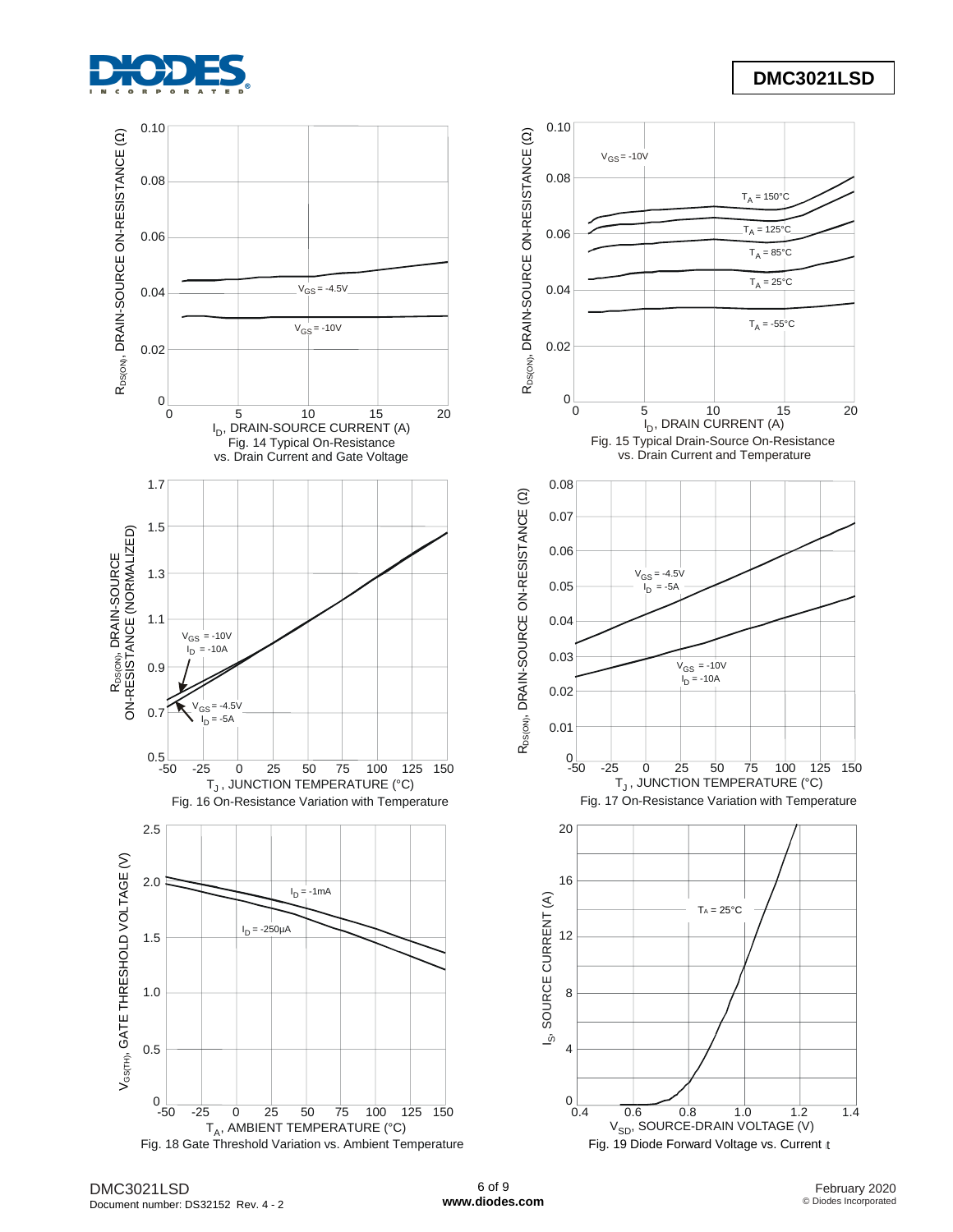$R_{DS(ON)}$, DRAIN-SOURCE ON-RESISTANCE (Ω)

$V_{GS}$ = -4.5V

$V_{GS}$ = -10V

$I_D$, DRAIN-SOURCE CURRENT (A)

Fig. 14 Typical On-Resistance vs. Drain Current and Gate Voltage

$R_{DS(ON)}$, DRAIN-SOURCE ON-RESISTANCE (Ω)

$V_{GS}$ = -10V

$T_A$ = 150°C

$T_A$ = 125°C

$T_A$ = 85°C

$T_A$ = 25°C

$T_A$ = -55°C

$I_D$, DRAIN CURRENT (A)

Fig. 15 Typical Drain-Source On-Resistance vs. Drain Current and Temperature

$R_{DS(ON)}$, DRAIN-SOURCE ON-RESISTANCE (NORMALIZED)

$V_{GS}$ = -10V, $I_D$ = -10A

$V_{GS}$ = -4.5V, $I_D$ = -5A

$T_J$, JUNCTION TEMPERATURE (°C)

Fig. 16 On-Resistance Variation with Temperature

$R_{DS(ON)}$, DRAIN-SOURCE ON-RESISTANCE (Ω)

$V_{GS}$ = -4.5V, $I_D$ = -5A

$V_{GS}$ = -10V, $I_D$ = -10A

$T_J$, JUNCTION TEMPERATURE (°C)

Fig. 17 On-Resistance Variation with Temperature

$V_{GS(TH)}$, GATE THRESHOLD VOLTAGE (V)

$I_D$ = -1mA

$I_D$ = -250µA

$T_A$, AMBIENT TEMPERATURE (°C)

Fig. 18 Gate Threshold Variation vs. Ambient Temperature

$I_S$, SOURCE CURRENT (A)

$T_A$ = 25°C

$V_{SD}$, SOURCE-DRAIN VOLTAGE (V)

Fig. 19 Diode Forward Voltage vs. Current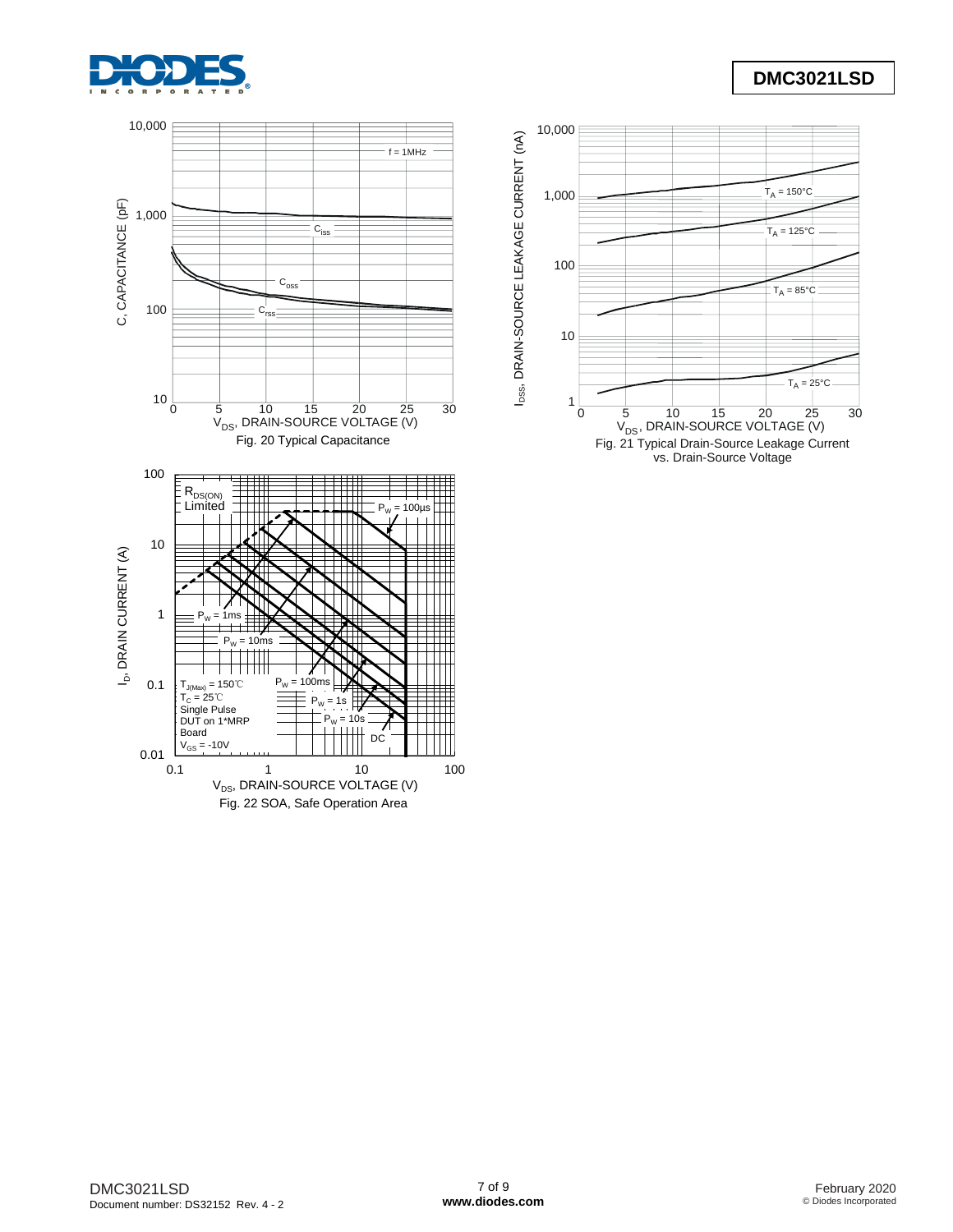Fig. 20 Typical Capacitance

Fig. 21 Typical Drain-Source Leakage Current vs. Drain-Source Voltage

Fig. 22 SOA, Safe Operation Area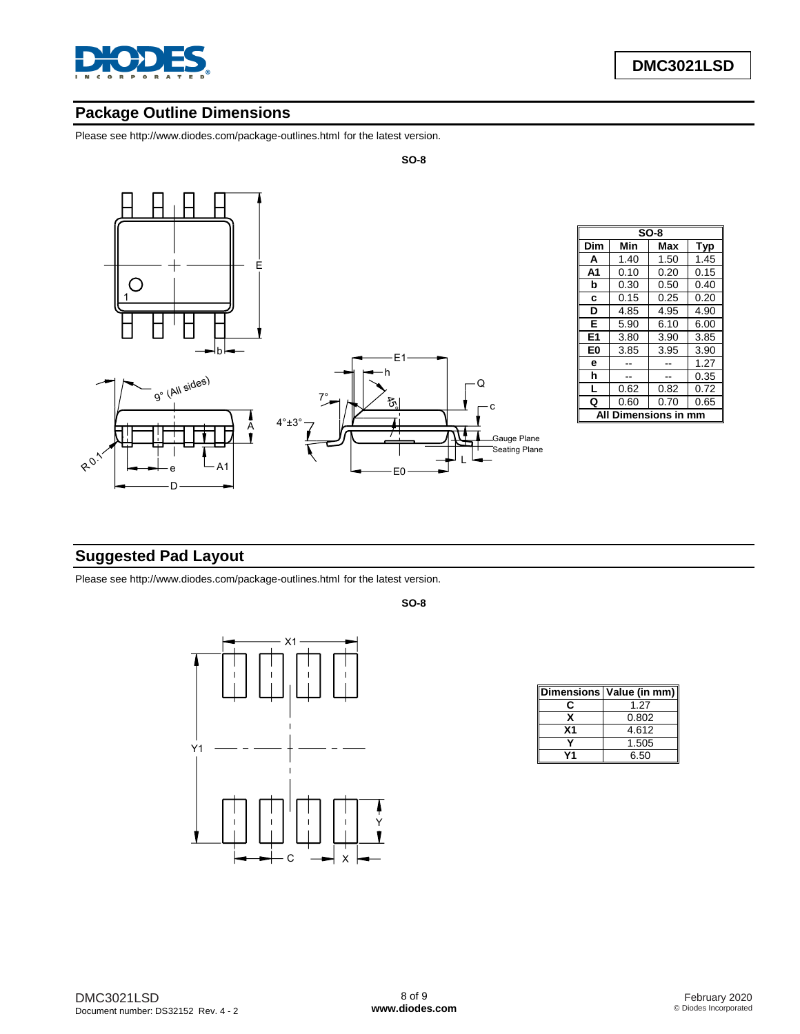## Package Outline Dimensions

Please see http://www.diodes.com/package-outlines.html for the latest version.

**SO-8**

| SO-8 | | | |
|---|---|---|---|
| Dim | Min | Max | Typ |
| A | 1.40 | 1.50 | 1.45 |
| A1 | 0.10 | 0.20 | 0.15 |
| b | 0.30 | 0.50 | 0.40 |
| c | 0.15 | 0.25 | 0.20 |
| D | 4.85 | 4.95 | 4.90 |
| E | 5.90 | 6.10 | 6.00 |
| E1 | 3.80 | 3.90 | 3.85 |
| E0 | 3.85 | 3.95 | 3.90 |
| e | -- | -- | 1.27 |
| h | -- | -- | 0.35 |
| L | 0.62 | 0.82 | 0.72 |
| Q | 0.60 | 0.70 | 0.65 |
| All Dimensions in mm | | | |

## Suggested Pad Layout

Please see http://www.diodes.com/package-outlines.html for the latest version.

**SO-8**

| Dimensions | Value (in mm) |
|---|---|
| C | 1.27 |
| X | 0.802 |
| X1 | 4.612 |
| Y | 1.505 |
| Y1 | 6.50 |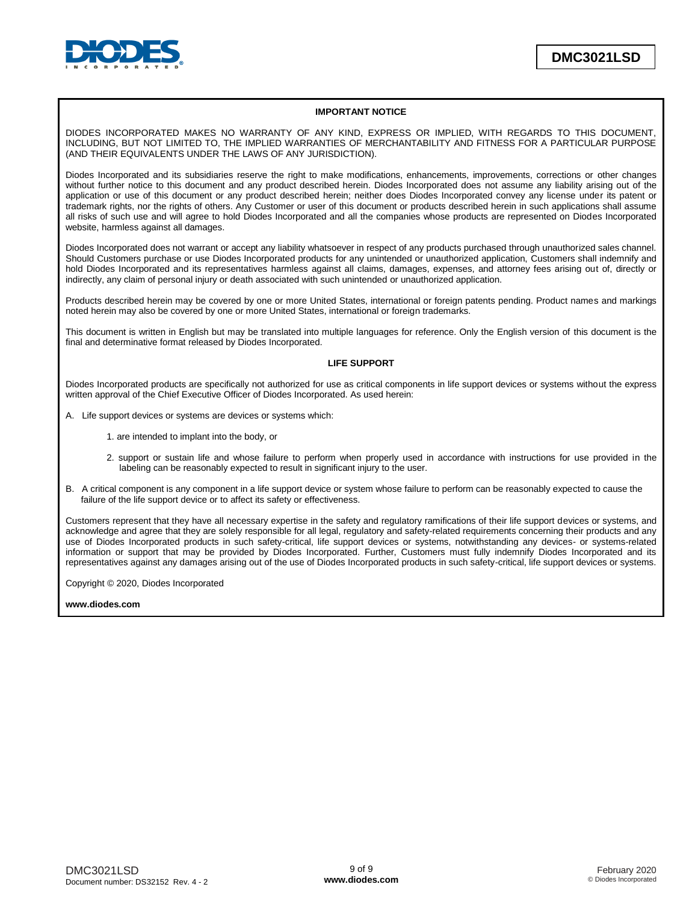## IMPORTANT NOTICE

DIODES INCORPORATED MAKES NO WARRANTY OF ANY KIND, EXPRESS OR IMPLIED, WITH REGARDS TO THIS DOCUMENT, INCLUDING, BUT NOT LIMITED TO, THE IMPLIED WARRANTIES OF MERCHANTABILITY AND FITNESS FOR A PARTICULAR PURPOSE (AND THEIR EQUIVALENTS UNDER THE LAWS OF ANY JURISDICTION).

Diodes Incorporated and its subsidiaries reserve the right to make modifications, enhancements, improvements, corrections or other changes without further notice to this document and any product described herein. Diodes Incorporated does not assume any liability arising out of the application or use of this document or any product described herein; neither does Diodes Incorporated convey any license under its patent or trademark rights, nor the rights of others. Any Customer or user of this document or products described herein in such applications shall assume all risks of such use and will agree to hold Diodes Incorporated and all the companies whose products are represented on Diodes Incorporated website, harmless against all damages.

Diodes Incorporated does not warrant or accept any liability whatsoever in respect of any products purchased through unauthorized sales channel. Should Customers purchase or use Diodes Incorporated products for any unintended or unauthorized application, Customers shall indemnify and hold Diodes Incorporated and its representatives harmless against all claims, damages, expenses, and attorney fees arising out of, directly or indirectly, any claim of personal injury or death associated with such unintended or unauthorized application.

Products described herein may be covered by one or more United States, international or foreign patents pending. Product names and markings noted herein may also be covered by one or more United States, international or foreign trademarks.

This document is written in English but may be translated into multiple languages for reference. Only the English version of this document is the final and determinative format released by Diodes Incorporated.

## LIFE SUPPORT

Diodes Incorporated products are specifically not authorized for use as critical components in life support devices or systems without the express written approval of the Chief Executive Officer of Diodes Incorporated. As used herein:

A. Life support devices or systems are devices or systems which:

1. are intended to implant into the body, or
2. support or sustain life and whose failure to perform when properly used in accordance with instructions for use provided in the labeling can be reasonably expected to result in significant injury to the user.

B. A critical component is any component in a life support device or system whose failure to perform can be reasonably expected to cause the failure of the life support device or to affect its safety or effectiveness.

Customers represent that they have all necessary expertise in the safety and regulatory ramifications of their life support devices or systems, and acknowledge and agree that they are solely responsible for all legal, regulatory and safety-related requirements concerning their products and any use of Diodes Incorporated products in such safety-critical, life support devices or systems, notwithstanding any devices- or systems-related information or support that may be provided by Diodes Incorporated. Further, Customers must fully indemnify Diodes Incorporated and its representatives against any damages arising out of the use of Diodes Incorporated products in such safety-critical, life support devices or systems.

Copyright © 2020, Diodes Incorporated

**www.diodes.com**